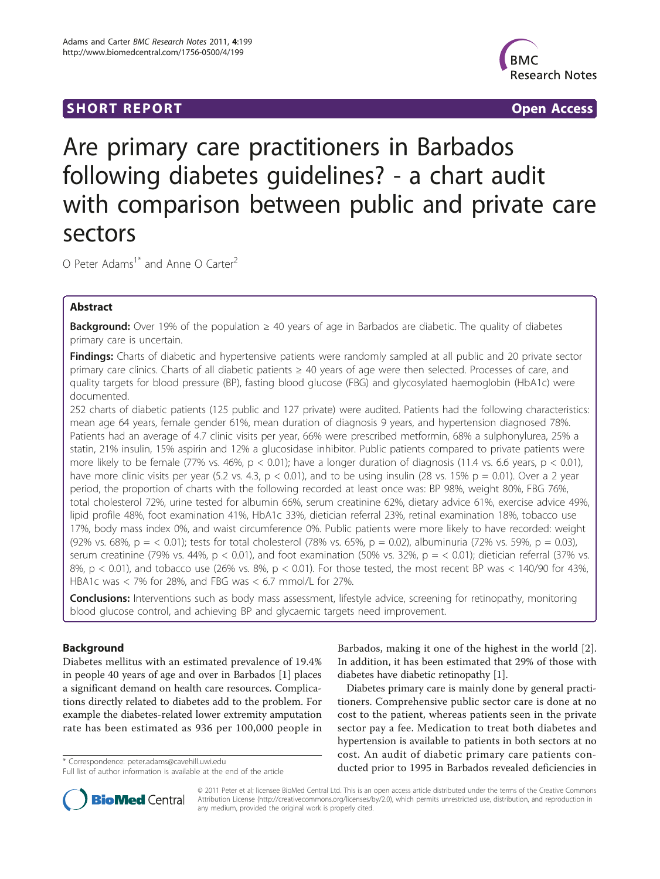SHORT REPORT Open Access

# Are primary care practitioners in Barbados following diabetes guidelines? - a chart audit with comparison between public and private care sectors

O Peter Adams[1*] and Anne O Carter[2]

## Abstract

**Background:** Over 19% of the population ≥ 40 years of age in Barbados are diabetic. The quality of diabetes primary care is uncertain.

**Findings:** Charts of diabetic and hypertensive patients were randomly sampled at all public and 20 private sector primary care clinics. Charts of all diabetic patients ≥ 40 years of age were then selected. Processes of care, and quality targets for blood pressure (BP), fasting blood glucose (FBG) and glycosylated haemoglobin (HbA1c) were documented.

252 charts of diabetic patients (125 public and 127 private) were audited. Patients had the following characteristics: mean age 64 years, female gender 61%, mean duration of diagnosis 9 years, and hypertension diagnosed 78%. Patients had an average of 4.7 clinic visits per year, 66% were prescribed metformin, 68% a sulphonylurea, 25% a statin, 21% insulin, 15% aspirin and 12% a glucosidase inhibitor. Public patients compared to private patients were more likely to be female (77% vs. 46%, $p < 0.01$); have a longer duration of diagnosis (11.4 vs. 6.6 years, $p < 0.01$), have more clinic visits per year (5.2 vs. 4.3, $p < 0.01$), and to be using insulin (28 vs. 15% $p = 0.01$). Over a 2 year period, the proportion of charts with the following recorded at least once was: BP 98%, weight 80%, FBG 76%, total cholesterol 72%, urine tested for albumin 66%, serum creatinine 62%, dietary advice 61%, exercise advice 49%, lipid profile 48%, foot examination 41%, HbA1c 33%, dietician referral 23%, retinal examination 18%, tobacco use 17%, body mass index 0%, and waist circumference 0%. Public patients were more likely to have recorded: weight (92% vs. 68%, $p = < 0.01$); tests for total cholesterol (78% vs. 65%, $p = 0.02$), albuminuria (72% vs. 59%, $p = 0.03$), serum creatinine (79% vs. 44%, $p < 0.01$), and foot examination (50% vs. 32%, $p = < 0.01$); dietician referral (37% vs. 8%, $p < 0.01$), and tobacco use (26% vs. 8%, $p < 0.01$). For those tested, the most recent BP was < 140/90 for 43%, HBA1c was < 7% for 28%, and FBG was < 6.7 mmol/L for 27%.

**Conclusions:** Interventions such as body mass assessment, lifestyle advice, screening for retinopathy, monitoring blood glucose control, and achieving BP and glycaemic targets need improvement.

## Background

Diabetes mellitus with an estimated prevalence of 19.4% in people 40 years of age and over in Barbados [1] places a significant demand on health care resources. Complications directly related to diabetes add to the problem. For example the diabetes-related lower extremity amputation rate has been estimated as 936 per 100,000 people in Barbados, making it one of the highest in the world [2]. In addition, it has been estimated that 29% of those with diabetes have diabetic retinopathy [1].

Diabetes primary care is mainly done by general practitioners. Comprehensive public sector care is done at no cost to the patient, whereas patients seen in the private sector pay a fee. Medication to treat both diabetes and hypertension is available to patients in both sectors at no cost. An audit of diabetic primary care patients conducted prior to 1995 in Barbados revealed deficiencies in

\* Correspondence: peter.adams@cavehill.uwi.edu
Full list of author information is available at the end of the article

© 2011 Peter et al; licensee BioMed Central Ltd. This is an open access article distributed under the terms of the Creative Commons Attribution License (http://creativecommons.org/licenses/by/2.0), which permits unrestricted use, distribution, and reproduction in any medium, provided the original work is properly cited.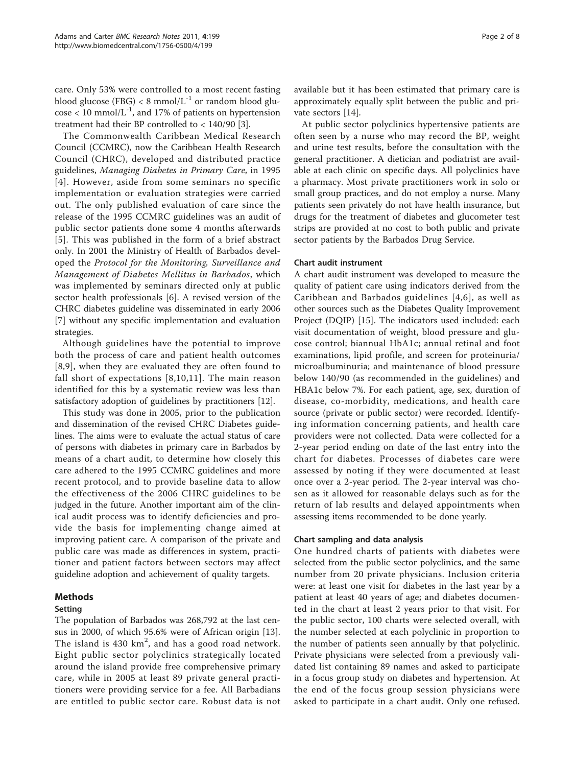care. Only 53% were controlled to a most recent fasting blood glucose (FBG) < 8 mmol/$L^{-1}$ or random blood glucose < 10 mmol/$L^{-1}$, and 17% of patients on hypertension treatment had their BP controlled to < 140/90 [3].

The Commonwealth Caribbean Medical Research Council (CCMRC), now the Caribbean Health Research Council (CHRC), developed and distributed practice guidelines, *Managing Diabetes in Primary Care*, in 1995 [4]. However, aside from some seminars no specific implementation or evaluation strategies were carried out. The only published evaluation of care since the release of the 1995 CCMRC guidelines was an audit of public sector patients done some 4 months afterwards [5]. This was published in the form of a brief abstract only. In 2001 the Ministry of Health of Barbados developed the *Protocol for the Monitoring, Surveillance and Management of Diabetes Mellitus in Barbados*, which was implemented by seminars directed only at public sector health professionals [6]. A revised version of the CHRC diabetes guideline was disseminated in early 2006 [7] without any specific implementation and evaluation strategies.

Although guidelines have the potential to improve both the process of care and patient health outcomes [8,9], when they are evaluated they are often found to fall short of expectations [8,10,11]. The main reason identified for this by a systematic review was less than satisfactory adoption of guidelines by practitioners [12].

This study was done in 2005, prior to the publication and dissemination of the revised CHRC Diabetes guidelines. The aims were to evaluate the actual status of care of persons with diabetes in primary care in Barbados by means of a chart audit, to determine how closely this care adhered to the 1995 CCMRC guidelines and more recent protocol, and to provide baseline data to allow the effectiveness of the 2006 CHRC guidelines to be judged in the future. Another important aim of the clinical audit process was to identify deficiencies and provide the basis for implementing change aimed at improving patient care. A comparison of the private and public care was made as differences in system, practitioner and patient factors between sectors may affect guideline adoption and achievement of quality targets.

## Methods

### Setting

The population of Barbados was 268,792 at the last census in 2000, of which 95.6% were of African origin [13]. The island is 430 $km^2$, and has a good road network. Eight public sector polyclinics strategically located around the island provide free comprehensive primary care, while in 2005 at least 89 private general practitioners were providing service for a fee. All Barbadians are entitled to public sector care. Robust data is not available but it has been estimated that primary care is approximately equally split between the public and private sectors [14].

At public sector polyclinics hypertensive patients are often seen by a nurse who may record the BP, weight and urine test results, before the consultation with the general practitioner. A dietician and podiatrist are available at each clinic on specific days. All polyclinics have a pharmacy. Most private practitioners work in solo or small group practices, and do not employ a nurse. Many patients seen privately do not have health insurance, but drugs for the treatment of diabetes and glucometer test strips are provided at no cost to both public and private sector patients by the Barbados Drug Service.

### Chart audit instrument

A chart audit instrument was developed to measure the quality of patient care using indicators derived from the Caribbean and Barbados guidelines [4,6], as well as other sources such as the Diabetes Quality Improvement Project (DQIP) [15]. The indicators used included: each visit documentation of weight, blood pressure and glucose control; biannual HbA1c; annual retinal and foot examinations, lipid profile, and screen for proteinuria/microalbuminuria; and maintenance of blood pressure below 140/90 (as recommended in the guidelines) and HBA1c below 7%. For each patient, age, sex, duration of disease, co-morbidity, medications, and health care source (private or public sector) were recorded. Identifying information concerning patients, and health care providers were not collected. Data were collected for a 2-year period ending on date of the last entry into the chart for diabetes. Processes of diabetes care were assessed by noting if they were documented at least once over a 2-year period. The 2-year interval was chosen as it allowed for reasonable delays such as for the return of lab results and delayed appointments when assessing items recommended to be done yearly.

### Chart sampling and data analysis

One hundred charts of patients with diabetes were selected from the public sector polyclinics, and the same number from 20 private physicians. Inclusion criteria were: at least one visit for diabetes in the last year by a patient at least 40 years of age; and diabetes documented in the chart at least 2 years prior to that visit. For the public sector, 100 charts were selected overall, with the number selected at each polyclinic in proportion to the number of patients seen annually by that polyclinic. Private physicians were selected from a previously validated list containing 89 names and asked to participate in a focus group study on diabetes and hypertension. At the end of the focus group session physicians were asked to participate in a chart audit. Only one refused.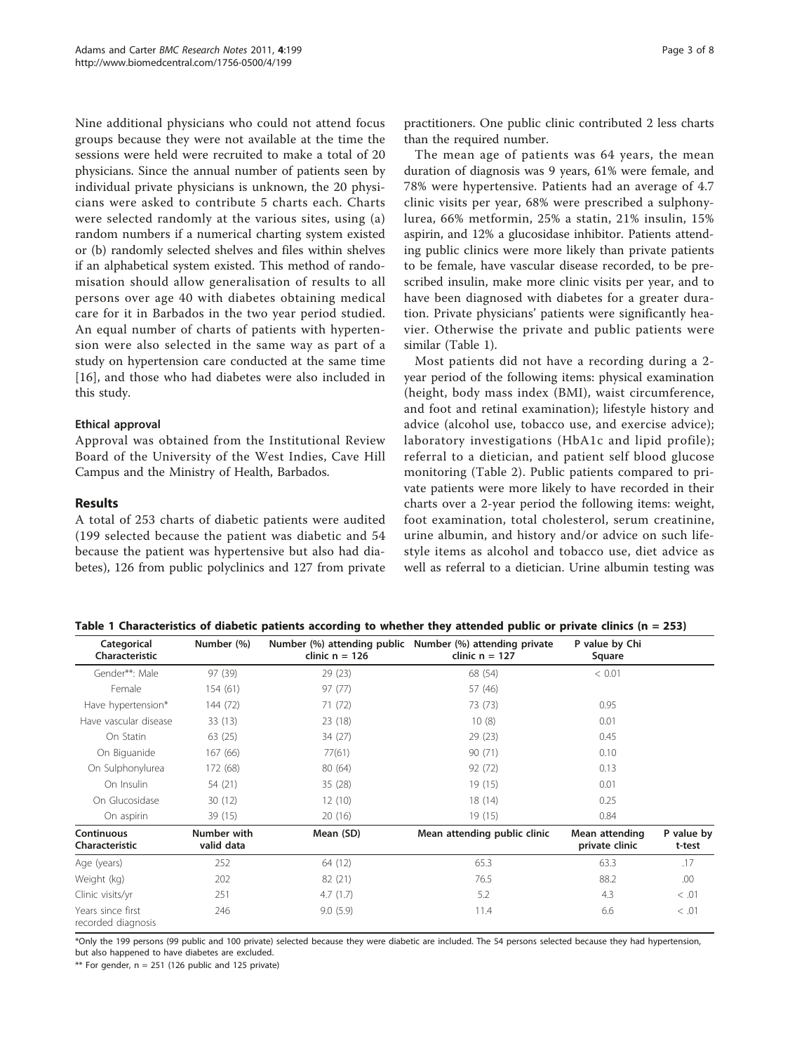Nine additional physicians who could not attend focus groups because they were not available at the time the sessions were held were recruited to make a total of 20 physicians. Since the annual number of patients seen by individual private physicians is unknown, the 20 physicians were asked to contribute 5 charts each. Charts were selected randomly at the various sites, using (a) random numbers if a numerical charting system existed or (b) randomly selected shelves and files within shelves if an alphabetical system existed. This method of randomisation should allow generalisation of results to all persons over age 40 with diabetes obtaining medical care for it in Barbados in the two year period studied. An equal number of charts of patients with hypertension were also selected in the same way as part of a study on hypertension care conducted at the same time [16], and those who had diabetes were also included in this study.

### Ethical approval

Approval was obtained from the Institutional Review Board of the University of the West Indies, Cave Hill Campus and the Ministry of Health, Barbados.

## Results

A total of 253 charts of diabetic patients were audited (199 selected because the patient was diabetic and 54 because the patient was hypertensive but also had diabetes), 126 from public polyclinics and 127 from private practitioners. One public clinic contributed 2 less charts than the required number.

The mean age of patients was 64 years, the mean duration of diagnosis was 9 years, 61% were female, and 78% were hypertensive. Patients had an average of 4.7 clinic visits per year, 68% were prescribed a sulphonylurea, 66% metformin, 25% a statin, 21% insulin, 15% aspirin, and 12% a glucosidase inhibitor. Patients attending public clinics were more likely than private patients to be female, have vascular disease recorded, to be prescribed insulin, make more clinic visits per year, and to have been diagnosed with diabetes for a greater duration. Private physicians' patients were significantly heavier. Otherwise the private and public patients were similar (Table 1).

Most patients did not have a recording during a 2-year period of the following items: physical examination (height, body mass index (BMI), waist circumference, and foot and retinal examination); lifestyle history and advice (alcohol use, tobacco use, and exercise advice); laboratory investigations (HbA1c and lipid profile); referral to a dietician, and patient self blood glucose monitoring (Table 2). Public patients compared to private patients were more likely to have recorded in their charts over a 2-year period the following items: weight, foot examination, total cholesterol, serum creatinine, urine albumin, and history and/or advice on such lifestyle items as alcohol and tobacco use, diet advice as well as referral to a dietician. Urine albumin testing was

**Table 1 Characteristics of diabetic patients according to whether they attended public or private clinics (n = 253)**

| Categorical Characteristic | Number (%) | Number (%) attending public clinic n = 126 | Number (%) attending private clinic n = 127 | P value by Chi Square | |
|---|---|---|---|---|---|
| Gender**: Male | 97 (39) | 29 (23) | 68 (54) | < 0.01 | |
| Female | 154 (61) | 97 (77) | 57 (46) | | |
| Have hypertension* | 144 (72) | 71 (72) | 73 (73) | 0.95 | |
| Have vascular disease | 33 (13) | 23 (18) | 10 (8) | 0.01 | |
| On Statin | 63 (25) | 34 (27) | 29 (23) | 0.45 | |
| On Biguanide | 167 (66) | 77(61) | 90 (71) | 0.10 | |
| On Sulphonylurea | 172 (68) | 80 (64) | 92 (72) | 0.13 | |
| On Insulin | 54 (21) | 35 (28) | 19 (15) | 0.01 | |
| On Glucosidase | 30 (12) | 12 (10) | 18 (14) | 0.25 | |
| On aspirin | 39 (15) | 20 (16) | 19 (15) | 0.84 | |
| **Continuous Characteristic** | **Number with valid data** | **Mean (SD)** | **Mean attending public clinic** | **Mean attending private clinic** | **P value by t-test** |
| Age (years) | 252 | 64 (12) | 65.3 | 63.3 | .17 |
| Weight (kg) | 202 | 82 (21) | 76.5 | 88.2 | .00 |
| Clinic visits/yr | 251 | 4.7 (1.7) | 5.2 | 4.3 | < .01 |
| Years since first recorded diagnosis | 246 | 9.0 (5.9) | 11.4 | 6.6 | < .01 |

*Only the 199 persons (99 public and 100 private) selected because they were diabetic are included. The 54 persons selected because they had hypertension, but also happened to have diabetes are excluded.

** For gender, n = 251 (126 public and 125 private)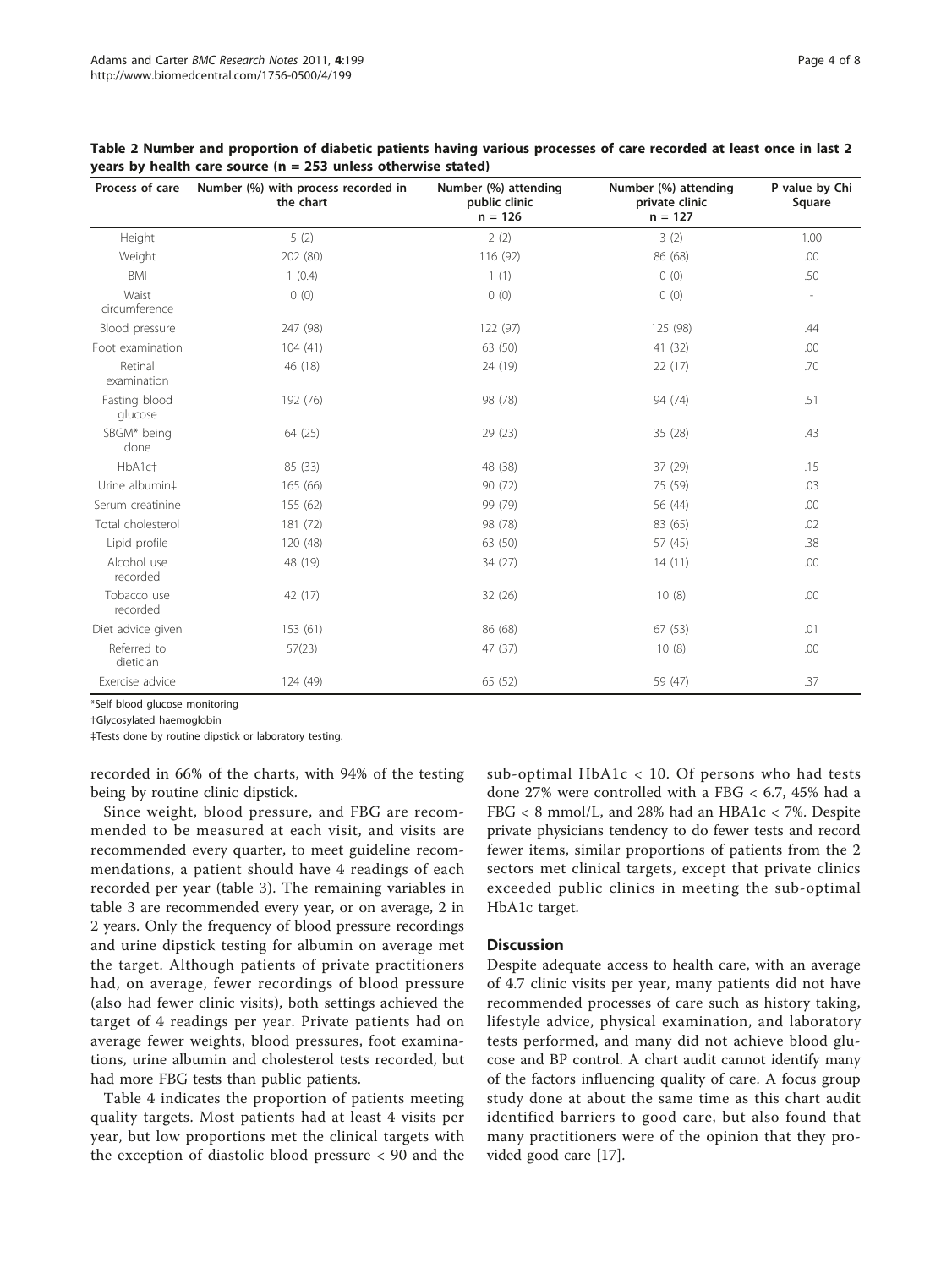**Table 2 Number and proportion of diabetic patients having various processes of care recorded at least once in last 2 years by health care source (n = 253 unless otherwise stated)**

| Process of care | Number (%) with process recorded in the chart | Number (%) attending public clinic n = 126 | Number (%) attending private clinic n = 127 | P value by Chi Square |
|---|---|---|---|---|
| Height | 5 (2) | 2 (2) | 3 (2) | 1.00 |
| Weight | 202 (80) | 116 (92) | 86 (68) | .00 |
| BMI | 1 (0.4) | 1 (1) | 0 (0) | .50 |
| Waist circumference | 0 (0) | 0 (0) | 0 (0) | - |
| Blood pressure | 247 (98) | 122 (97) | 125 (98) | .44 |
| Foot examination | 104 (41) | 63 (50) | 41 (32) | .00 |
| Retinal examination | 46 (18) | 24 (19) | 22 (17) | .70 |
| Fasting blood glucose | 192 (76) | 98 (78) | 94 (74) | .51 |
| SBGM* being done | 64 (25) | 29 (23) | 35 (28) | .43 |
| HbA1c† | 85 (33) | 48 (38) | 37 (29) | .15 |
| Urine albumin‡ | 165 (66) | 90 (72) | 75 (59) | .03 |
| Serum creatinine | 155 (62) | 99 (79) | 56 (44) | .00 |
| Total cholesterol | 181 (72) | 98 (78) | 83 (65) | .02 |
| Lipid profile | 120 (48) | 63 (50) | 57 (45) | .38 |
| Alcohol use recorded | 48 (19) | 34 (27) | 14 (11) | .00 |
| Tobacco use recorded | 42 (17) | 32 (26) | 10 (8) | .00 |
| Diet advice given | 153 (61) | 86 (68) | 67 (53) | .01 |
| Referred to dietician | 57(23) | 47 (37) | 10 (8) | .00 |
| Exercise advice | 124 (49) | 65 (52) | 59 (47) | .37 |

*Self blood glucose monitoring

†Glycosylated haemoglobin

‡Tests done by routine dipstick or laboratory testing.

recorded in 66% of the charts, with 94% of the testing being by routine clinic dipstick.

Since weight, blood pressure, and FBG are recommended to be measured at each visit, and visits are recommended every quarter, to meet guideline recommendations, a patient should have 4 readings of each recorded per year (table 3). The remaining variables in table 3 are recommended every year, or on average, 2 in 2 years. Only the frequency of blood pressure recordings and urine dipstick testing for albumin on average met the target. Although patients of private practitioners had, on average, fewer recordings of blood pressure (also had fewer clinic visits), both settings achieved the target of 4 readings per year. Private patients had on average fewer weights, blood pressures, foot examinations, urine albumin and cholesterol tests recorded, but had more FBG tests than public patients.

Table 4 indicates the proportion of patients meeting quality targets. Most patients had at least 4 visits per year, but low proportions met the clinical targets with the exception of diastolic blood pressure < 90 and the sub-optimal HbA1c < 10. Of persons who had tests done 27% were controlled with a FBG < 6.7, 45% had a FBG < 8 mmol/L, and 28% had an HBA1c < 7%. Despite private physicians tendency to do fewer tests and record fewer items, similar proportions of patients from the 2 sectors met clinical targets, except that private clinics exceeded public clinics in meeting the sub-optimal HbA1c target.

## Discussion

Despite adequate access to health care, with an average of 4.7 clinic visits per year, many patients did not have recommended processes of care such as history taking, lifestyle advice, physical examination, and laboratory tests performed, and many did not achieve blood glucose and BP control. A chart audit cannot identify many of the factors influencing quality of care. A focus group study done at about the same time as this chart audit identified barriers to good care, but also found that many practitioners were of the opinion that they provided good care [17].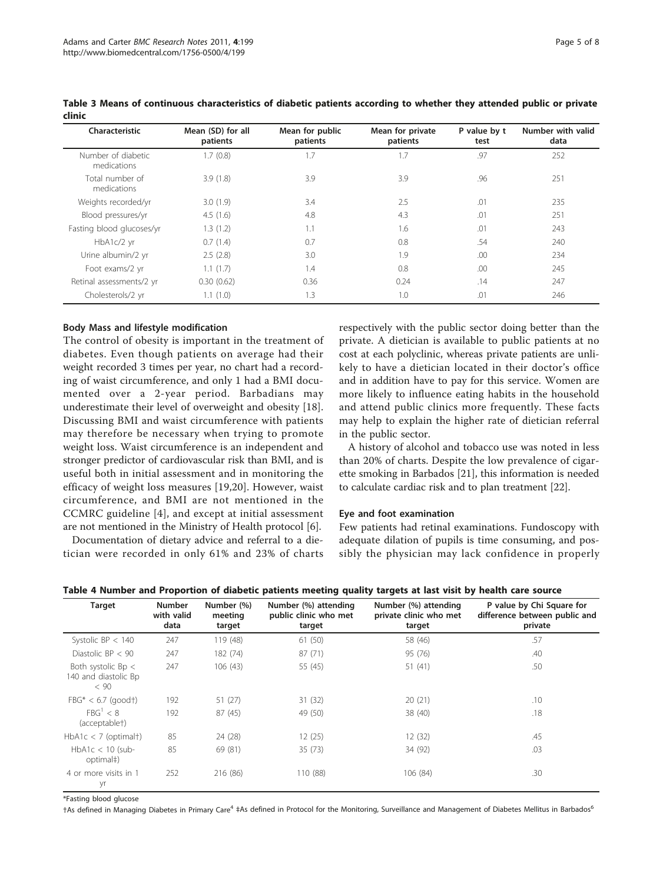**Table 3 Means of continuous characteristics of diabetic patients according to whether they attended public or private clinic**

| Characteristic | Mean (SD) for all patients | Mean for public patients | Mean for private patients | P value by t test | Number with valid data |
|---|---|---|---|---|---|
| Number of diabetic medications | 1.7 (0.8) | 1.7 | 1.7 | .97 | 252 |
| Total number of medications | 3.9 (1.8) | 3.9 | 3.9 | .96 | 251 |
| Weights recorded/yr | 3.0 (1.9) | 3.4 | 2.5 | .01 | 235 |
| Blood pressures/yr | 4.5 (1.6) | 4.8 | 4.3 | .01 | 251 |
| Fasting blood glucoses/yr | 1.3 (1.2) | 1.1 | 1.6 | .01 | 243 |
| HbA1c/2 yr | 0.7 (1.4) | 0.7 | 0.8 | .54 | 240 |
| Urine albumin/2 yr | 2.5 (2.8) | 3.0 | 1.9 | .00 | 234 |
| Foot exams/2 yr | 1.1 (1.7) | 1.4 | 0.8 | .00 | 245 |
| Retinal assessments/2 yr | 0.30 (0.62) | 0.36 | 0.24 | .14 | 247 |
| Cholesterols/2 yr | 1.1 (1.0) | 1.3 | 1.0 | .01 | 246 |

### Body Mass and lifestyle modification

The control of obesity is important in the treatment of diabetes. Even though patients on average had their weight recorded 3 times per year, no chart had a recording of waist circumference, and only 1 had a BMI documented over a 2-year period. Barbadians may underestimate their level of overweight and obesity [18]. Discussing BMI and waist circumference with patients may therefore be necessary when trying to promote weight loss. Waist circumference is an independent and stronger predictor of cardiovascular risk than BMI, and is useful both in initial assessment and in monitoring the efficacy of weight loss measures [19,20]. However, waist circumference, and BMI are not mentioned in the CCMRC guideline [4], and except at initial assessment are not mentioned in the Ministry of Health protocol [6].

Documentation of dietary advice and referral to a dietician were recorded in only 61% and 23% of charts respectively with the public sector doing better than the private. A dietician is available to public patients at no cost at each polyclinic, whereas private patients are unlikely to have a dietician located in their doctor's office and in addition have to pay for this service. Women are more likely to influence eating habits in the household and attend public clinics more frequently. These facts may help to explain the higher rate of dietician referral in the public sector.

A history of alcohol and tobacco use was noted in less than 20% of charts. Despite the low prevalence of cigarette smoking in Barbados [21], this information is needed to calculate cardiac risk and to plan treatment [22].

### Eye and foot examination

Few patients had retinal examinations. Fundoscopy with adequate dilation of pupils is time consuming, and possibly the physician may lack confidence in properly

**Table 4 Number and Proportion of diabetic patients meeting quality targets at last visit by health care source**

| Target | Number with valid data | Number (%) meeting target | Number (%) attending public clinic who met target | Number (%) attending private clinic who met target | P value by Chi Square for difference between public and private |
|---|---|---|---|---|---|
| Systolic BP < 140 | 247 | 119 (48) | 61 (50) | 58 (46) | .57 |
| Diastolic BP < 90 | 247 | 182 (74) | 87 (71) | 95 (76) | .40 |
| Both systolic Bp < 140 and diastolic Bp < 90 | 247 | 106 (43) | 55 (45) | 51 (41) | .50 |
| FBG* < 6.7 (good†) | 192 | 51 (27) | 31 (32) | 20 (21) | .10 |
| FBG[1] < 8 (acceptable†) | 192 | 87 (45) | 49 (50) | 38 (40) | .18 |
| HbA1c < 7 (optimal†) | 85 | 24 (28) | 12 (25) | 12 (32) | .45 |
| HbA1c < 10 (sub-optimal‡) | 85 | 69 (81) | 35 (73) | 34 (92) | .03 |
| 4 or more visits in 1 yr | 252 | 216 (86) | 110 (88) | 106 (84) | .30 |

*Fasting blood glucose

†As defined in Managing Diabetes in Primary Care[4] ‡As defined in Protocol for the Monitoring, Surveillance and Management of Diabetes Mellitus in Barbados[6]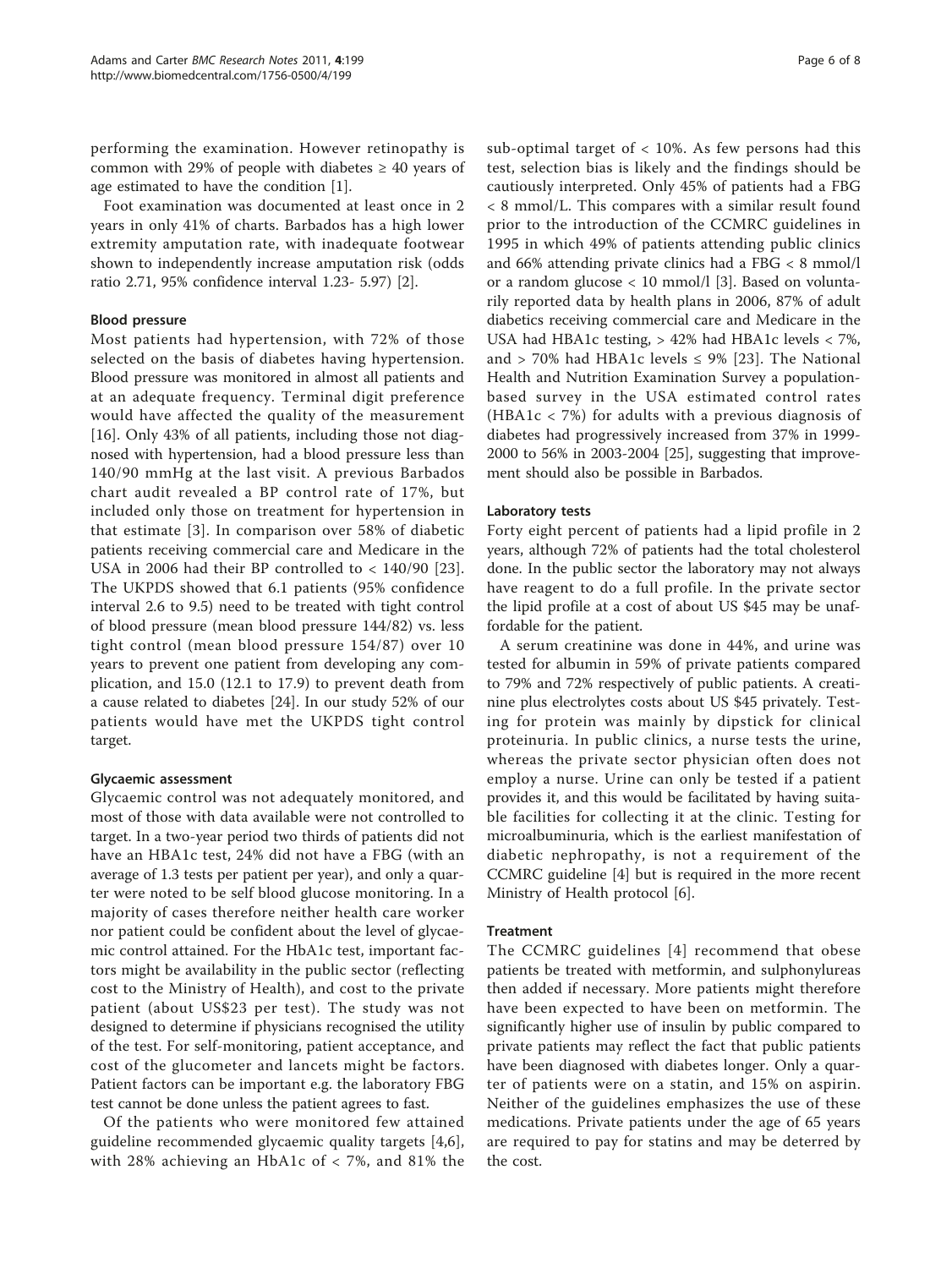performing the examination. However retinopathy is common with 29% of people with diabetes ≥ 40 years of age estimated to have the condition [1].

Foot examination was documented at least once in 2 years in only 41% of charts. Barbados has a high lower extremity amputation rate, with inadequate footwear shown to independently increase amputation risk (odds ratio 2.71, 95% confidence interval 1.23- 5.97) [2].

### Blood pressure

Most patients had hypertension, with 72% of those selected on the basis of diabetes having hypertension. Blood pressure was monitored in almost all patients and at an adequate frequency. Terminal digit preference would have affected the quality of the measurement [16]. Only 43% of all patients, including those not diagnosed with hypertension, had a blood pressure less than 140/90 mmHg at the last visit. A previous Barbados chart audit revealed a BP control rate of 17%, but included only those on treatment for hypertension in that estimate [3]. In comparison over 58% of diabetic patients receiving commercial care and Medicare in the USA in 2006 had their BP controlled to < 140/90 [23]. The UKPDS showed that 6.1 patients (95% confidence interval 2.6 to 9.5) need to be treated with tight control of blood pressure (mean blood pressure 144/82) vs. less tight control (mean blood pressure 154/87) over 10 years to prevent one patient from developing any complication, and 15.0 (12.1 to 17.9) to prevent death from a cause related to diabetes [24]. In our study 52% of our patients would have met the UKPDS tight control target.

### Glycaemic assessment

Glycaemic control was not adequately monitored, and most of those with data available were not controlled to target. In a two-year period two thirds of patients did not have an HBA1c test, 24% did not have a FBG (with an average of 1.3 tests per patient per year), and only a quarter were noted to be self blood glucose monitoring. In a majority of cases therefore neither health care worker nor patient could be confident about the level of glycaemic control attained. For the HbA1c test, important factors might be availability in the public sector (reflecting cost to the Ministry of Health), and cost to the private patient (about US$23 per test). The study was not designed to determine if physicians recognised the utility of the test. For self-monitoring, patient acceptance, and cost of the glucometer and lancets might be factors. Patient factors can be important e.g. the laboratory FBG test cannot be done unless the patient agrees to fast.

Of the patients who were monitored few attained guideline recommended glycaemic quality targets [4,6], with 28% achieving an HbA1c of < 7%, and 81% the sub-optimal target of < 10%. As few persons had this test, selection bias is likely and the findings should be cautiously interpreted. Only 45% of patients had a FBG < 8 mmol/L. This compares with a similar result found prior to the introduction of the CCMRC guidelines in 1995 in which 49% of patients attending public clinics and 66% attending private clinics had a FBG < 8 mmol/l or a random glucose < 10 mmol/l [3]. Based on voluntarily reported data by health plans in 2006, 87% of adult diabetics receiving commercial care and Medicare in the USA had HBA1c testing, > 42% had HBA1c levels < 7%, and > 70% had HBA1c levels ≤ 9% [23]. The National Health and Nutrition Examination Survey a population-based survey in the USA estimated control rates (HBA1c < 7%) for adults with a previous diagnosis of diabetes had progressively increased from 37% in 1999-2000 to 56% in 2003-2004 [25], suggesting that improvement should also be possible in Barbados.

### Laboratory tests

Forty eight percent of patients had a lipid profile in 2 years, although 72% of patients had the total cholesterol done. In the public sector the laboratory may not always have reagent to do a full profile. In the private sector the lipid profile at a cost of about US $45 may be unaffordable for the patient.

A serum creatinine was done in 44%, and urine was tested for albumin in 59% of private patients compared to 79% and 72% respectively of public patients. A creatinine plus electrolytes costs about US $45 privately. Testing for protein was mainly by dipstick for clinical proteinuria. In public clinics, a nurse tests the urine, whereas the private sector physician often does not employ a nurse. Urine can only be tested if a patient provides it, and this would be facilitated by having suitable facilities for collecting it at the clinic. Testing for microalbuminuria, which is the earliest manifestation of diabetic nephropathy, is not a requirement of the CCMRC guideline [4] but is required in the more recent Ministry of Health protocol [6].

### Treatment

The CCMRC guidelines [4] recommend that obese patients be treated with metformin, and sulphonylureas then added if necessary. More patients might therefore have been expected to have been on metformin. The significantly higher use of insulin by public compared to private patients may reflect the fact that public patients have been diagnosed with diabetes longer. Only a quarter of patients were on a statin, and 15% on aspirin. Neither of the guidelines emphasizes the use of these medications. Private patients under the age of 65 years are required to pay for statins and may be deterred by the cost.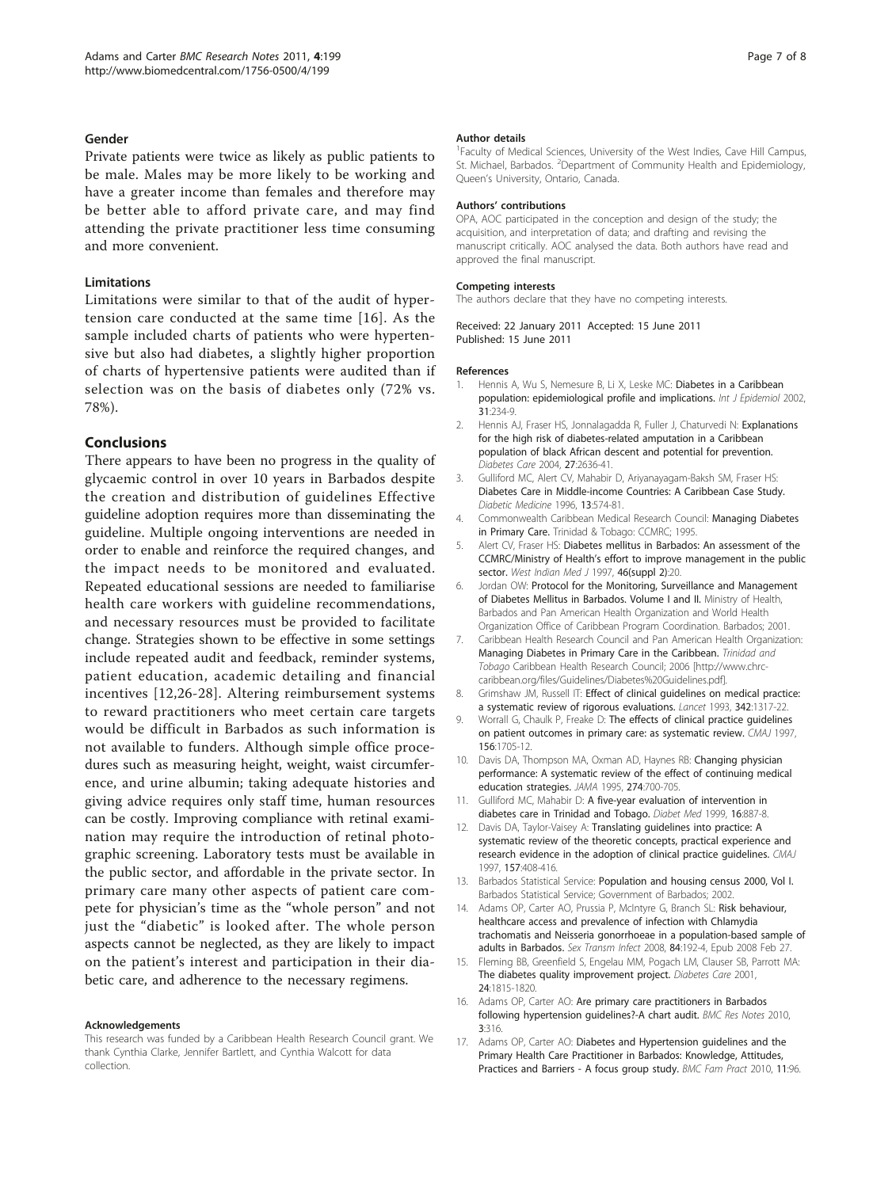### Gender

Private patients were twice as likely as public patients to be male. Males may be more likely to be working and have a greater income than females and therefore may be better able to afford private care, and may find attending the private practitioner less time consuming and more convenient.

### Limitations

Limitations were similar to that of the audit of hypertension care conducted at the same time [16]. As the sample included charts of patients who were hypertensive but also had diabetes, a slightly higher proportion of charts of hypertensive patients were audited than if selection was on the basis of diabetes only (72% vs. 78%).

## Conclusions

There appears to have been no progress in the quality of glycaemic control in over 10 years in Barbados despite the creation and distribution of guidelines Effective guideline adoption requires more than disseminating the guideline. Multiple ongoing interventions are needed in order to enable and reinforce the required changes, and the impact needs to be monitored and evaluated. Repeated educational sessions are needed to familiarise health care workers with guideline recommendations, and necessary resources must be provided to facilitate change. Strategies shown to be effective in some settings include repeated audit and feedback, reminder systems, patient education, academic detailing and financial incentives [12,26-28]. Altering reimbursement systems to reward practitioners who meet certain care targets would be difficult in Barbados as such information is not available to funders. Although simple office procedures such as measuring height, weight, waist circumference, and urine albumin; taking adequate histories and giving advice requires only staff time, human resources can be costly. Improving compliance with retinal examination may require the introduction of retinal photographic screening. Laboratory tests must be available in the public sector, and affordable in the private sector. In primary care many other aspects of patient care compete for physician's time as the "whole person" and not just the "diabetic" is looked after. The whole person aspects cannot be neglected, as they are likely to impact on the patient's interest and participation in their diabetic care, and adherence to the necessary regimens.

#### Acknowledgements

This research was funded by a Caribbean Health Research Council grant. We thank Cynthia Clarke, Jennifer Bartlett, and Cynthia Walcott for data collection.

#### Author details

[1]Faculty of Medical Sciences, University of the West Indies, Cave Hill Campus, St. Michael, Barbados. [2]Department of Community Health and Epidemiology, Queen's University, Ontario, Canada.

#### Authors' contributions

OPA, AOC participated in the conception and design of the study; the acquisition, and interpretation of data; and drafting and revising the manuscript critically. AOC analysed the data. Both authors have read and approved the final manuscript.

#### Competing interests

The authors declare that they have no competing interests.

Received: 22 January 2011 Accepted: 15 June 2011
Published: 15 June 2011

#### References

1. Hennis A, Wu S, Nemesure B, Li X, Leske MC: **Diabetes in a Caribbean population: epidemiological profile and implications.** *Int J Epidemiol* 2002, **31**:234-9.
2. Hennis AJ, Fraser HS, Jonnalagadda R, Fuller J, Chaturvedi N: **Explanations for the high risk of diabetes-related amputation in a Caribbean population of black African descent and potential for prevention.** *Diabetes Care* 2004, **27**:2636-41.
3. Gulliford MC, Alert CV, Mahabir D, Ariyanayagam-Baksh SM, Fraser HS: **Diabetes Care in Middle-income Countries: A Caribbean Case Study.** *Diabetic Medicine* 1996, **13**:574-81.
4. Commonwealth Caribbean Medical Research Council: **Managing Diabetes in Primary Care.** Trinidad & Tobago: CCMRC; 1995.
5. Alert CV, Fraser HS: **Diabetes mellitus in Barbados: An assessment of the CCMRC/Ministry of Health's effort to improve management in the public sector.** *West Indian Med J* 1997, **46(suppl 2)**:20.
6. Jordan OW: **Protocol for the Monitoring, Surveillance and Management of Diabetes Mellitus in Barbados. Volume I and II.** Ministry of Health, Barbados and Pan American Health Organization and World Health Organization Office of Caribbean Program Coordination. Barbados; 2001.
7. Caribbean Health Research Council and Pan American Health Organization: **Managing Diabetes in Primary Care in the Caribbean.** *Trinidad and Tobago* Caribbean Health Research Council; 2006 [http://www.chrc-caribbean.org/files/Guidelines/Diabetes%20Guidelines.pdf].
8. Grimshaw JM, Russell IT: **Effect of clinical guidelines on medical practice: a systematic review of rigorous evaluations.** *Lancet* 1993, **342**:1317-22.
9. Worrall G, Chaulk P, Freake D: **The effects of clinical practice guidelines on patient outcomes in primary care: as systematic review.** *CMAJ* 1997, **156**:1705-12.
10. Davis DA, Thompson MA, Oxman AD, Haynes RB: **Changing physician performance: A systematic review of the effect of continuing medical education strategies.** *JAMA* 1995, **274**:700-705.
11. Gulliford MC, Mahabir D: **A five-year evaluation of intervention in diabetes care in Trinidad and Tobago.** *Diabet Med* 1999, **16**:887-8.
12. Davis DA, Taylor-Vaisey A: **Translating guidelines into practice: A systematic review of the theoretic concepts, practical experience and research evidence in the adoption of clinical practice guidelines.** *CMAJ* 1997, **157**:408-416.
13. Barbados Statistical Service: **Population and housing census 2000, Vol I.** Barbados Statistical Service; Government of Barbados; 2002.
14. Adams OP, Carter AO, Prussia P, McIntyre G, Branch SL: **Risk behaviour, healthcare access and prevalence of infection with Chlamydia trachomatis and Neisseria gonorrhoeae in a population-based sample of adults in Barbados.** *Sex Transm Infect* 2008, **84**:192-4, Epub 2008 Feb 27.
15. Fleming BB, Greenfield S, Engelau MM, Pogach LM, Clauser SB, Parrott MA: **The diabetes quality improvement project.** *Diabetes Care* 2001, **24**:1815-1820.
16. Adams OP, Carter AO: **Are primary care practitioners in Barbados following hypertension guidelines?-A chart audit.** *BMC Res Notes* 2010, **3**:316.
17. Adams OP, Carter AO: **Diabetes and Hypertension guidelines and the Primary Health Care Practitioner in Barbados: Knowledge, Attitudes, Practices and Barriers - A focus group study.** *BMC Fam Pract* 2010, **11**:96.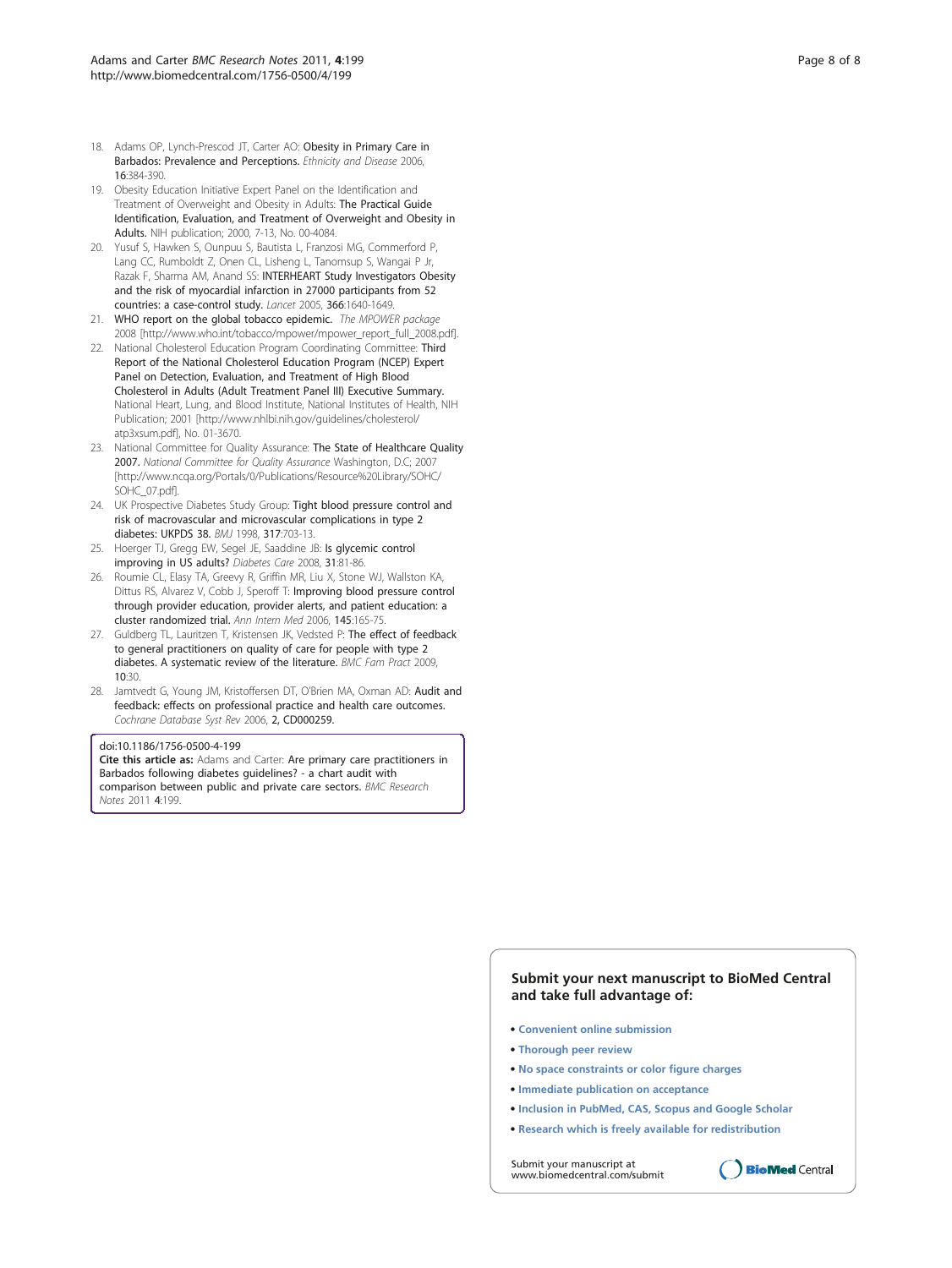18. Adams OP, Lynch-Prescod JT, Carter AO: **Obesity in Primary Care in Barbados: Prevalence and Perceptions.** *Ethnicity and Disease* 2006, **16**:384-390.
19. Obesity Education Initiative Expert Panel on the Identification and Treatment of Overweight and Obesity in Adults: **The Practical Guide Identification, Evaluation, and Treatment of Overweight and Obesity in Adults.** NIH publication; 2000, 7-13, No. 00-4084.
20. Yusuf S, Hawken S, Ounpuu S, Bautista L, Franzosi MG, Commerford P, Lang CC, Rumboldt Z, Onen CL, Lisheng L, Tanomsup S, Wangai P Jr, Razak F, Sharma AM, Anand SS: **INTERHEART Study Investigators Obesity and the risk of myocardial infarction in 27000 participants from 52 countries: a case-control study.** *Lancet* 2005, **366**:1640-1649.
21. **WHO report on the global tobacco epidemic.** *The MPOWER package* 2008 [http://www.who.int/tobacco/mpower/mpower_report_full_2008.pdf].
22. National Cholesterol Education Program Coordinating Committee: **Third Report of the National Cholesterol Education Program (NCEP) Expert Panel on Detection, Evaluation, and Treatment of High Blood Cholesterol in Adults (Adult Treatment Panel III) Executive Summary.** National Heart, Lung, and Blood Institute, National Institutes of Health, NIH Publication; 2001 [http://www.nhlbi.nih.gov/guidelines/cholesterol/atp3xsum.pdf], No. 01-3670.
23. National Committee for Quality Assurance: **The State of Healthcare Quality 2007.** *National Committee for Quality Assurance* Washington, D.C; 2007 [http://www.ncqa.org/Portals/0/Publications/Resource%20Library/SOHC/SOHC_07.pdf].
24. UK Prospective Diabetes Study Group: **Tight blood pressure control and risk of macrovascular and microvascular complications in type 2 diabetes: UKPDS 38.** *BMJ* 1998, **317**:703-13.
25. Hoerger TJ, Gregg EW, Segel JE, Saaddine JB: **Is glycemic control improving in US adults?** *Diabetes Care* 2008, **31**:81-86.
26. Roumie CL, Elasy TA, Greevy R, Griffin MR, Liu X, Stone WJ, Wallston KA, Dittus RS, Alvarez V, Cobb J, Speroff T: **Improving blood pressure control through provider education, provider alerts, and patient education: a cluster randomized trial.** *Ann Intern Med* 2006, **145**:165-75.
27. Guldberg TL, Lauritzen T, Kristensen JK, Vedsted P: **The effect of feedback to general practitioners on quality of care for people with type 2 diabetes. A systematic review of the literature.** *BMC Fam Pract* 2009, **10**:30.
28. Jamtvedt G, Young JM, Kristoffersen DT, O'Brien MA, Oxman AD: **Audit and feedback: effects on professional practice and health care outcomes.** *Cochrane Database Syst Rev* 2006, **2**, CD000259.

doi:10.1186/1756-0500-4-199

**Cite this article as:** Adams and Carter: Are primary care practitioners in Barbados following diabetes guidelines? - a chart audit with comparison between public and private care sectors. *BMC Research Notes* 2011 **4**:199.

**Submit your next manuscript to BioMed Central and take full advantage of:**

- Convenient online submission
- Thorough peer review
- No space constraints or color figure charges
- Immediate publication on acceptance
- Inclusion in PubMed, CAS, Scopus and Google Scholar
- Research which is freely available for redistribution

Submit your manuscript at
www.biomedcentral.com/submit

BioMed Central